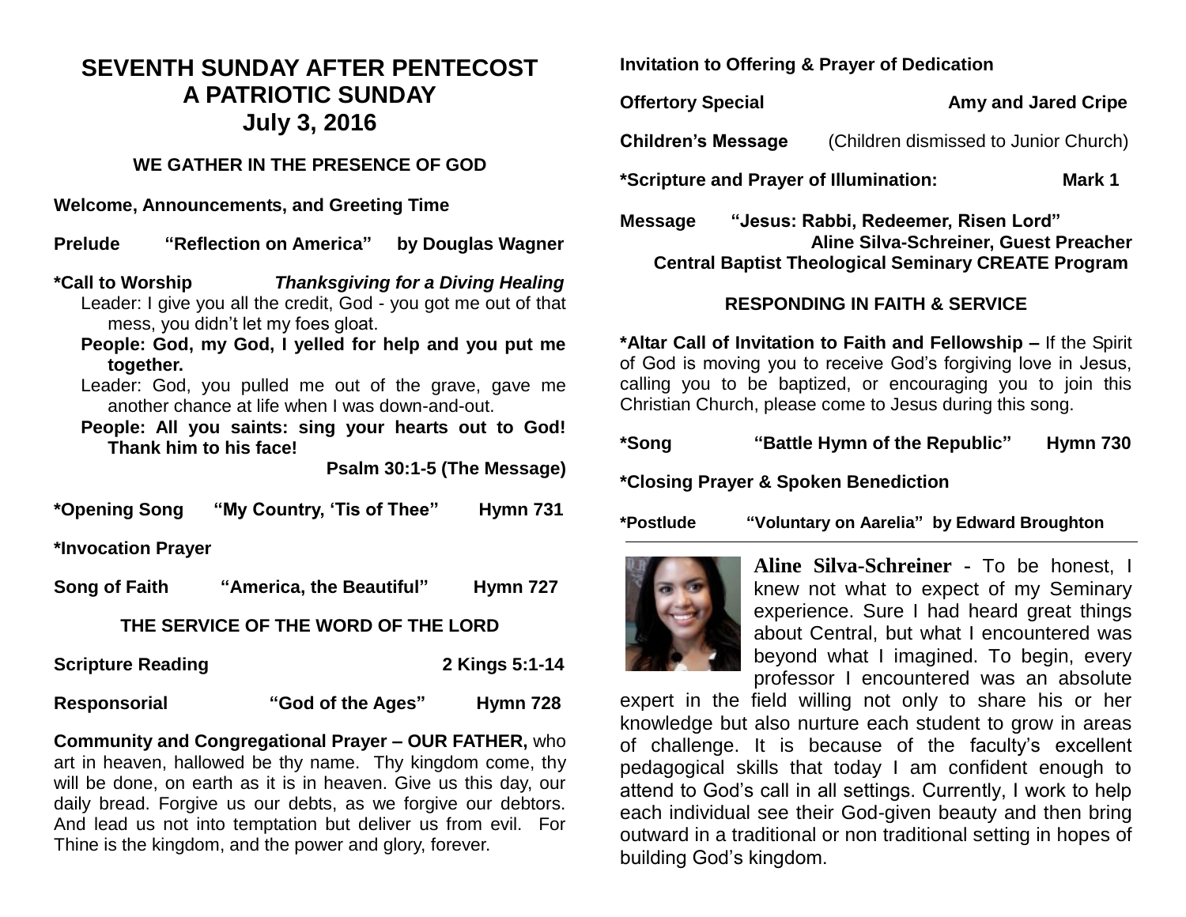# SEVENTH SUNDAY AFTER PENTECOST
# A PATRIOTIC SUNDAY
# July 3, 2016

## WE GATHER IN THE PRESENCE OF GOD

**Welcome, Announcements, and Greeting Time**

**Prelude "Reflection on America" by Douglas Wagner**

**\*Call to Worship** ***Thanksgiving for a Diving Healing***

Leader: I give you all the credit, God - you got me out of that mess, you didn't let my foes gloat.

**People: God, my God, I yelled for help and you put me together.**

Leader: God, you pulled me out of the grave, gave me another chance at life when I was down-and-out.

**People: All you saints: sing your hearts out to God! Thank him to his face!**

**Psalm 30:1-5 (The Message)**

**\*Opening Song "My Country, 'Tis of Thee" Hymn 731**

**\*Invocation Prayer**

**Song of Faith "America, the Beautiful" Hymn 727**

## THE SERVICE OF THE WORD OF THE LORD

**Scripture Reading 2 Kings 5:1-14**

**Responsorial "God of the Ages" Hymn 728**

**Community and Congregational Prayer – OUR FATHER,** who art in heaven, hallowed be thy name. Thy kingdom come, thy will be done, on earth as it is in heaven. Give us this day, our daily bread. Forgive us our debts, as we forgive our debtors. And lead us not into temptation but deliver us from evil. For Thine is the kingdom, and the power and glory, forever.

**Invitation to Offering & Prayer of Dedication**

**Offertory Special Amy and Jared Cripe**

**Children's Message** (Children dismissed to Junior Church)

**\*Scripture and Prayer of Illumination: Mark 1**

**Message "Jesus: Rabbi, Redeemer, Risen Lord"**
**Aline Silva-Schreiner, Guest Preacher**
**Central Baptist Theological Seminary CREATE Program**

## RESPONDING IN FAITH & SERVICE

**\*Altar Call of Invitation to Faith and Fellowship –** If the Spirit of God is moving you to receive God's forgiving love in Jesus, calling you to be baptized, or encouraging you to join this Christian Church, please come to Jesus during this song.

**\*Song "Battle Hymn of the Republic" Hymn 730**

**\*Closing Prayer & Spoken Benediction**

**\*Postlude "Voluntary on Aarelia" by Edward Broughton**

---

**Aline Silva-Schreiner** - To be honest, I knew not what to expect of my Seminary experience. Sure I had heard great things about Central, but what I encountered was beyond what I imagined. To begin, every professor I encountered was an absolute expert in the field willing not only to share his or her knowledge but also nurture each student to grow in areas of challenge. It is because of the faculty's excellent pedagogical skills that today I am confident enough to attend to God's call in all settings. Currently, I work to help each individual see their God-given beauty and then bring outward in a traditional or non traditional setting in hopes of building God's kingdom.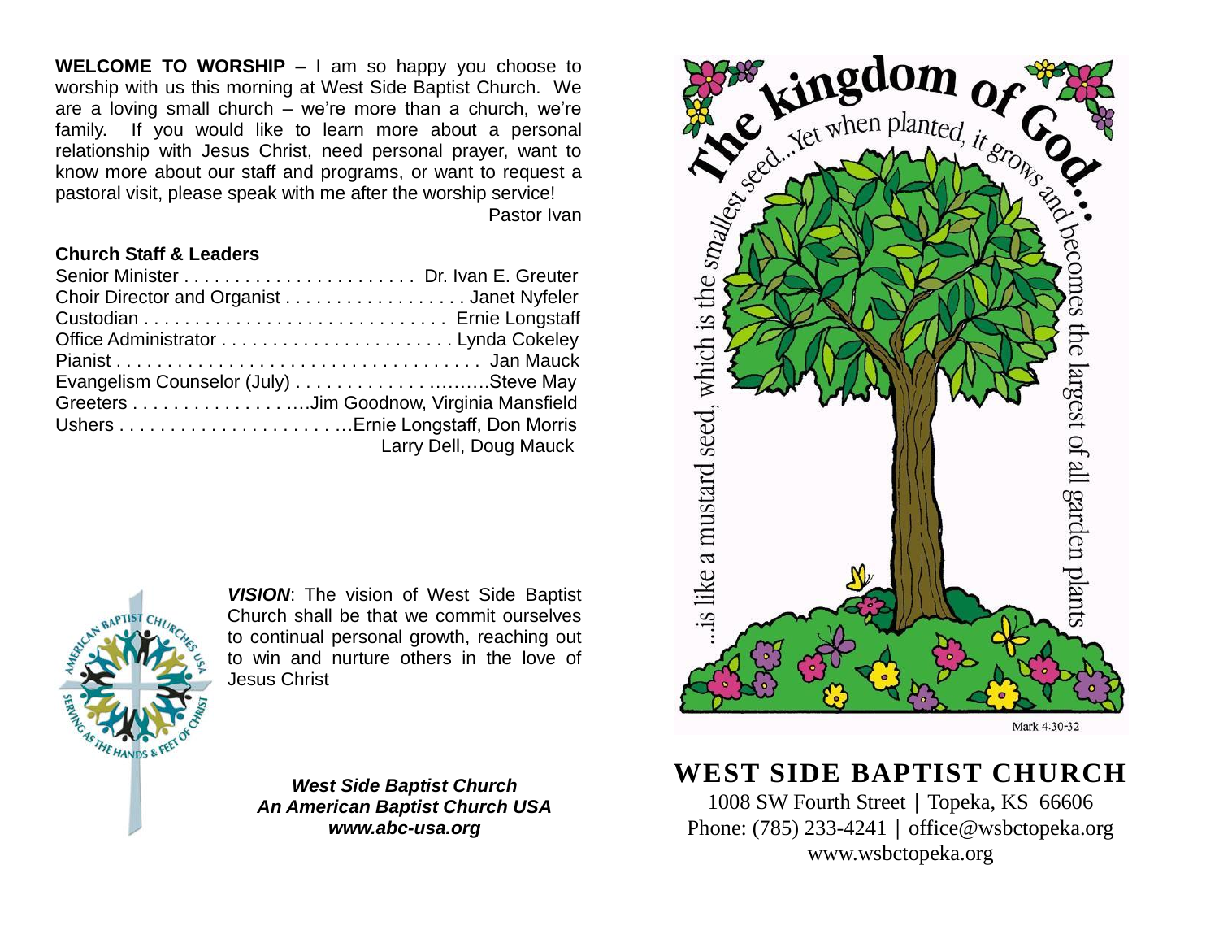**WELCOME TO WORSHIP –** I am so happy you choose to worship with us this morning at West Side Baptist Church. We are a loving small church – we're more than a church, we're family. If you would like to learn more about a personal relationship with Jesus Christ, need personal prayer, want to know more about our staff and programs, or want to request a pastoral visit, please speak with me after the worship service!

Pastor Ivan

**Church Staff & Leaders**

Senior Minister . . . . . . . . . . . . . . . . . . . . . . . Dr. Ivan E. Greuter
Choir Director and Organist . . . . . . . . . . . . . . . . . . Janet Nyfeler
Custodian . . . . . . . . . . . . . . . . . . . . . . . . . . . . . Ernie Longstaff
Office Administrator . . . . . . . . . . . . . . . . . . . . . . . Lynda Cokeley
Pianist . . . . . . . . . . . . . . . . . . . . . . . . . . . . . . . . . . . Jan Mauck
Evangelism Counselor (July) . . . . . . . . . . . . . ..........Steve May
Greeters . . . . . . . . . . . . . . . . ....Jim Goodnow, Virginia Mansfield
Ushers . . . . . . . . . . . . . . . . . . . . . ...Ernie Longstaff, Don Morris
Larry Dell, Doug Mauck

***VISION***: The vision of West Side Baptist Church shall be that we commit ourselves to continual personal growth, reaching out to win and nurture others in the love of Jesus Christ

***West Side Baptist Church***
***An American Baptist Church USA***
***www.abc-usa.org***

The kingdom of God... is like a mustard seed, which is the smallest seed... Yet when planted, it grows and becomes the largest of all garden plants

Mark 4:30-32

**WEST SIDE BAPTIST CHURCH**

1008 SW Fourth Street | Topeka, KS 66606
Phone: (785) 233-4241 | office@wsbctopeka.org
www.wsbctopeka.org